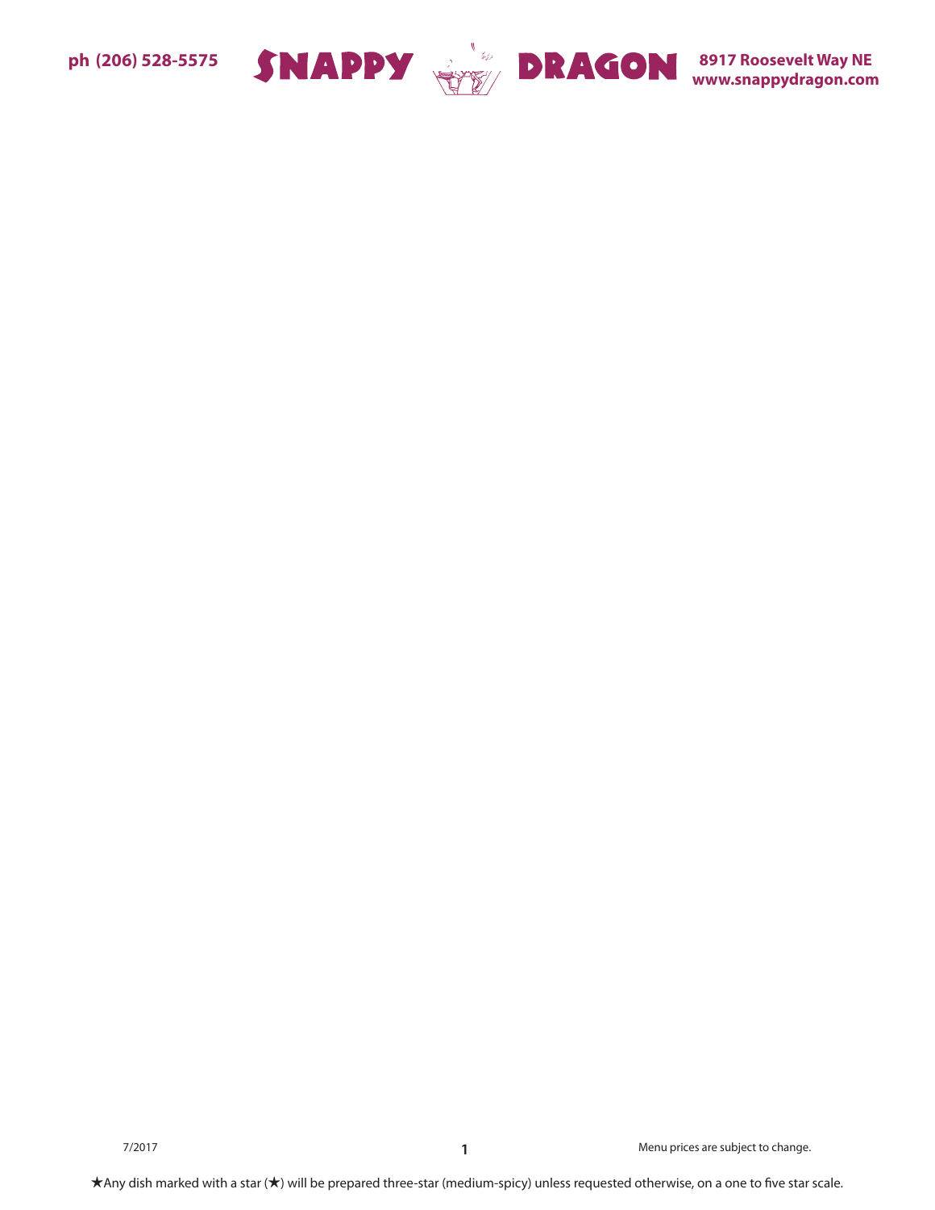ph (206) 528-5575

# SNAPPY DRAGON

8917 Roosevelt Way NE
www.snappydragon.com

7/2017

Menu prices are subject to change.

★Any dish marked with a star (★) will be prepared three-star (medium-spicy) unless requested otherwise, on a one to five star scale.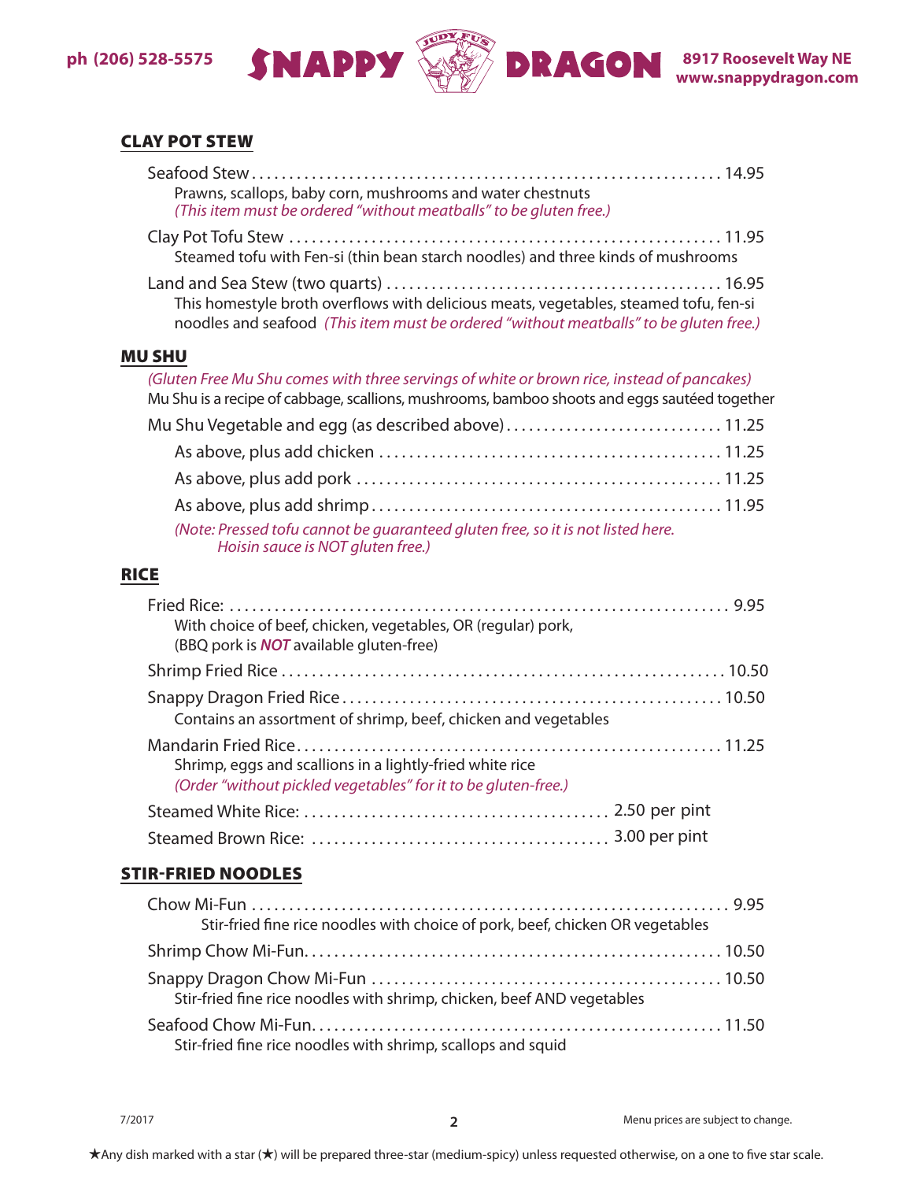## CLAY POT STEW

Seafood Stew . . . 14.95
Prawns, scallops, baby corn, mushrooms and water chestnuts
*(This item must be ordered "without meatballs" to be gluten free.)*

Clay Pot Tofu Stew . . . 11.95
Steamed tofu with Fen-si (thin bean starch noodles) and three kinds of mushrooms

Land and Sea Stew (two quarts) . . . 16.95
This homestyle broth overflows with delicious meats, vegetables, steamed tofu, fen-si noodles and seafood *(This item must be ordered "without meatballs" to be gluten free.)*

## MU SHU

*(Gluten Free Mu Shu comes with three servings of white or brown rice, instead of pancakes)*
Mu Shu is a recipe of cabbage, scallions, mushrooms, bamboo shoots and eggs sautéed together

Mu Shu Vegetable and egg (as described above) . . . 11.25
- As above, plus add chicken . . . 11.25
- As above, plus add pork . . . 11.25
- As above, plus add shrimp . . . 11.95

*(Note: Pressed tofu cannot be guaranteed gluten free, so it is not listed here. Hoisin sauce is NOT gluten free.)*

## RICE

Fried Rice: . . . 9.95
With choice of beef, chicken, vegetables, OR (regular) pork,
(BBQ pork is ***NOT*** available gluten-free)

Shrimp Fried Rice . . . 10.50

Snappy Dragon Fried Rice . . . 10.50
Contains an assortment of shrimp, beef, chicken and vegetables

Mandarin Fried Rice . . . 11.25
Shrimp, eggs and scallions in a lightly-fried white rice
*(Order "without pickled vegetables" for it to be gluten-free.)*

Steamed White Rice: . . . 2.50 per pint

Steamed Brown Rice: . . . 3.00 per pint

## STIR-FRIED NOODLES

Chow Mi-Fun . . . 9.95
Stir-fried fine rice noodles with choice of pork, beef, chicken OR vegetables

Shrimp Chow Mi-Fun . . . 10.50

Snappy Dragon Chow Mi-Fun . . . 10.50
Stir-fried fine rice noodles with shrimp, chicken, beef AND vegetables

Seafood Chow Mi-Fun . . . 11.50
Stir-fried fine rice noodles with shrimp, scallops and squid

7/2017

Menu prices are subject to change.

★Any dish marked with a star (★) will be prepared three-star (medium-spicy) unless requested otherwise, on a one to five star scale.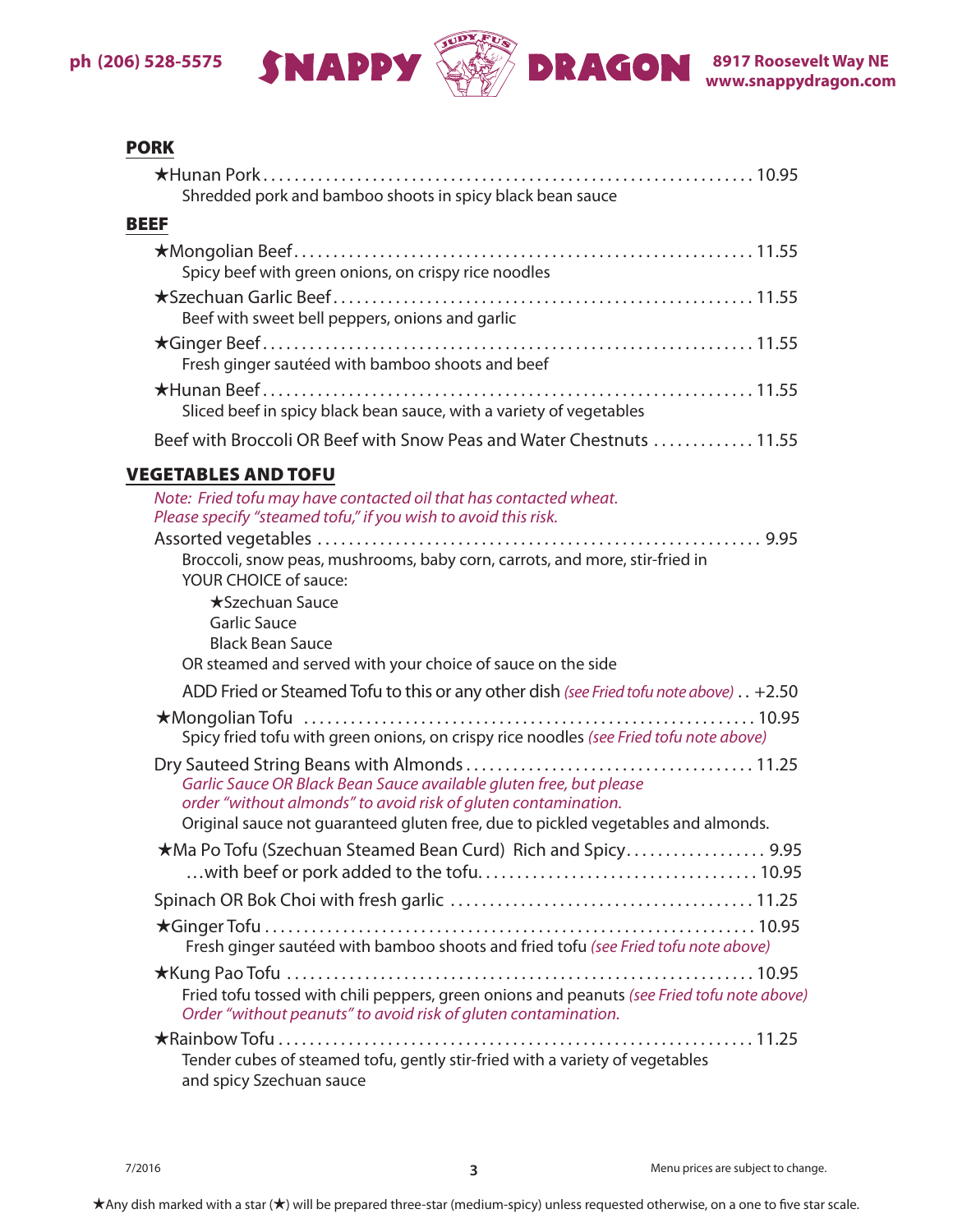## PORK

★Hunan Pork ........ 10.95
Shredded pork and bamboo shoots in spicy black bean sauce

## BEEF

★Mongolian Beef ........ 11.55
Spicy beef with green onions, on crispy rice noodles

★Szechuan Garlic Beef ........ 11.55
Beef with sweet bell peppers, onions and garlic

★Ginger Beef ........ 11.55
Fresh ginger sautéed with bamboo shoots and beef

★Hunan Beef ........ 11.55
Sliced beef in spicy black bean sauce, with a variety of vegetables

Beef with Broccoli OR Beef with Snow Peas and Water Chestnuts ........ 11.55

## VEGETABLES AND TOFU

*Note: Fried tofu may have contacted oil that has contacted wheat.*
*Please specify "steamed tofu," if you wish to avoid this risk.*

Assorted vegetables ........ 9.95
Broccoli, snow peas, mushrooms, baby corn, carrots, and more, stir-fried in YOUR CHOICE of sauce:
- ★Szechuan Sauce
- Garlic Sauce
- Black Bean Sauce

OR steamed and served with your choice of sauce on the side

ADD Fried or Steamed Tofu to this or any other dish *(see Fried tofu note above)* .. +2.50

★Mongolian Tofu ........ 10.95
Spicy fried tofu with green onions, on crispy rice noodles *(see Fried tofu note above)*

Dry Sauteed String Beans with Almonds ........ 11.25
*Garlic Sauce OR Black Bean Sauce available gluten free, but please order "without almonds" to avoid risk of gluten contamination.*
Original sauce not guaranteed gluten free, due to pickled vegetables and almonds.

★Ma Po Tofu (Szechuan Steamed Bean Curd) Rich and Spicy ........ 9.95
…with beef or pork added to the tofu ........ 10.95

Spinach OR Bok Choi with fresh garlic ........ 11.25

★Ginger Tofu ........ 10.95
Fresh ginger sautéed with bamboo shoots and fried tofu *(see Fried tofu note above)*

★Kung Pao Tofu ........ 10.95
Fried tofu tossed with chili peppers, green onions and peanuts *(see Fried tofu note above)*
*Order "without peanuts" to avoid risk of gluten contamination.*

★Rainbow Tofu ........ 11.25
Tender cubes of steamed tofu, gently stir-fried with a variety of vegetables and spicy Szechuan sauce

7/2016

Menu prices are subject to change.

★Any dish marked with a star (★) will be prepared three-star (medium-spicy) unless requested otherwise, on a one to five star scale.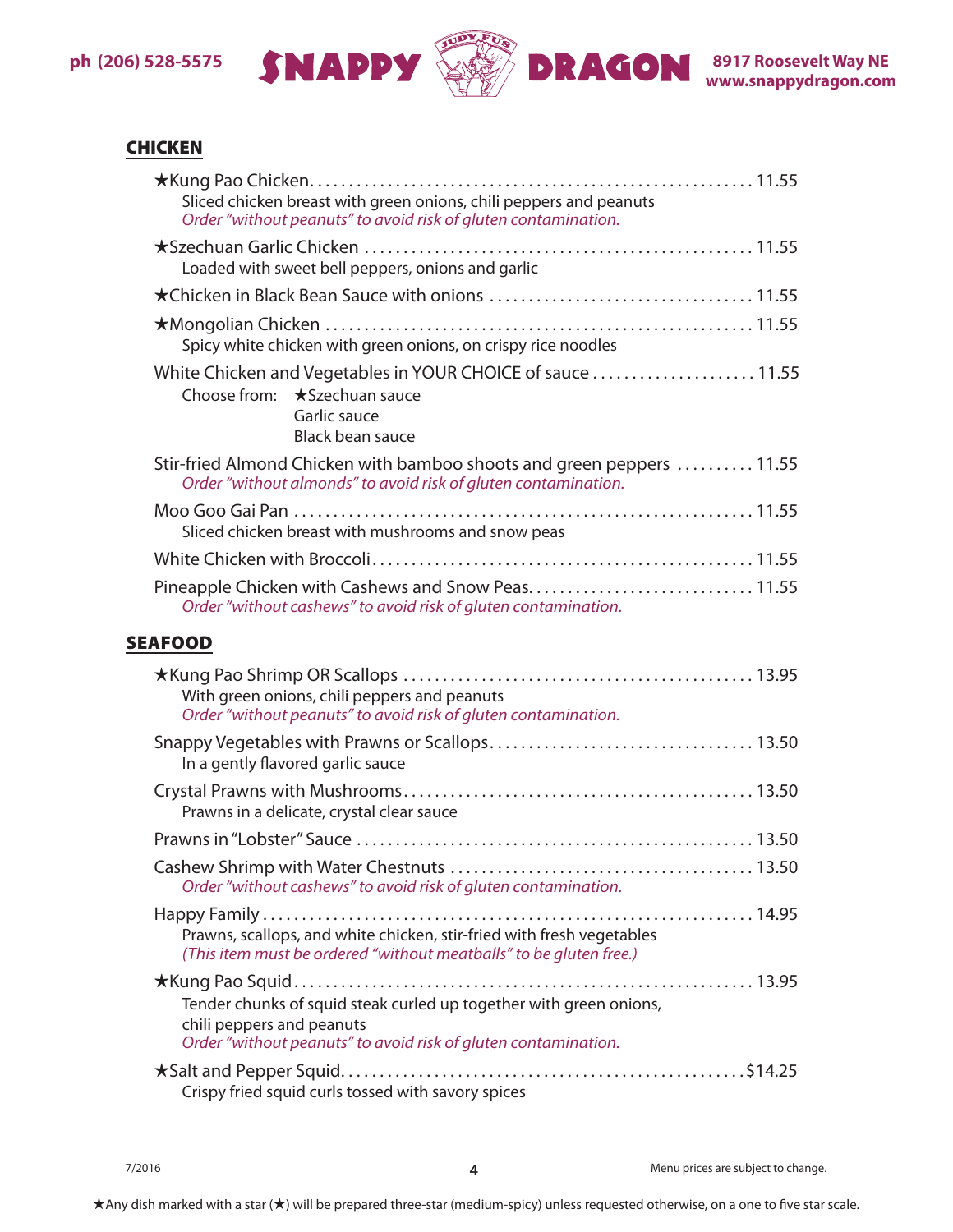## CHICKEN

★Kung Pao Chicken........................................................ 11.55
Sliced chicken breast with green onions, chili peppers and peanuts
*Order "without peanuts" to avoid risk of gluten contamination.*

★Szechuan Garlic Chicken ................................................ 11.55
Loaded with sweet bell peppers, onions and garlic

★Chicken in Black Bean Sauce with onions ................................ 11.55

★Mongolian Chicken ...................................................... 11.55
Spicy white chicken with green onions, on crispy rice noodles

White Chicken and Vegetables in YOUR CHOICE of sauce ..................... 11.55
Choose from: ★Szechuan sauce
Garlic sauce
Black bean sauce

Stir-fried Almond Chicken with bamboo shoots and green peppers .......... 11.55
*Order "without almonds" to avoid risk of gluten contamination.*

Moo Goo Gai Pan ......................................................... 11.55
Sliced chicken breast with mushrooms and snow peas

White Chicken with Broccoli.............................................. 11.55

Pineapple Chicken with Cashews and Snow Peas.............................. 11.55
*Order "without cashews" to avoid risk of gluten contamination.*

## SEAFOOD

★Kung Pao Shrimp OR Scallops ............................................ 13.95
With green onions, chili peppers and peanuts
*Order "without peanuts" to avoid risk of gluten contamination.*

Snappy Vegetables with Prawns or Scallops................................. 13.50
In a gently flavored garlic sauce

Crystal Prawns with Mushrooms............................................. 13.50
Prawns in a delicate, crystal clear sauce

Prawns in "Lobster" Sauce ................................................ 13.50

Cashew Shrimp with Water Chestnuts ....................................... 13.50
*Order "without cashews" to avoid risk of gluten contamination.*

Happy Family ............................................................. 14.95
Prawns, scallops, and white chicken, stir-fried with fresh vegetables
*(This item must be ordered "without meatballs" to be gluten free.)*

★Kung Pao Squid.......................................................... 13.95
Tender chunks of squid steak curled up together with green onions, chili peppers and peanuts
*Order "without peanuts" to avoid risk of gluten contamination.*

★Salt and Pepper Squid...................................................$14.25
Crispy fried squid curls tossed with savory spices

7/2016

Menu prices are subject to change.

★Any dish marked with a star (★) will be prepared three-star (medium-spicy) unless requested otherwise, on a one to five star scale.